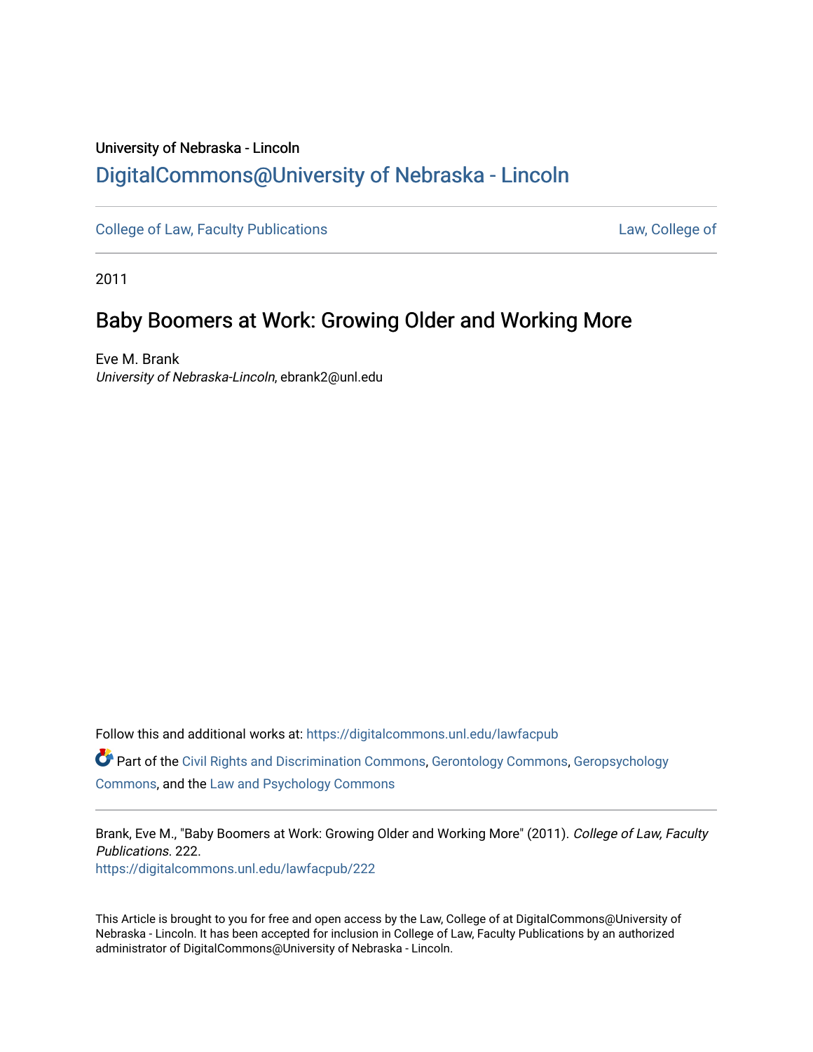University of Nebraska - Lincoln

## DigitalCommons@University of Nebraska - Lincoln

College of Law, Faculty Publications | Law, College of

2011

# Baby Boomers at Work: Growing Older and Working More

Eve M. Brank
*University of Nebraska-Lincoln*, ebrank2@unl.edu

Follow this and additional works at: https://digitalcommons.unl.edu/lawfacpub

Part of the Civil Rights and Discrimination Commons, Gerontology Commons, Geropsychology Commons, and the Law and Psychology Commons

Brank, Eve M., "Baby Boomers at Work: Growing Older and Working More" (2011). *College of Law, Faculty Publications*. 222.
https://digitalcommons.unl.edu/lawfacpub/222

This Article is brought to you for free and open access by the Law, College of at DigitalCommons@University of Nebraska - Lincoln. It has been accepted for inclusion in College of Law, Faculty Publications by an authorized administrator of DigitalCommons@University of Nebraska - Lincoln.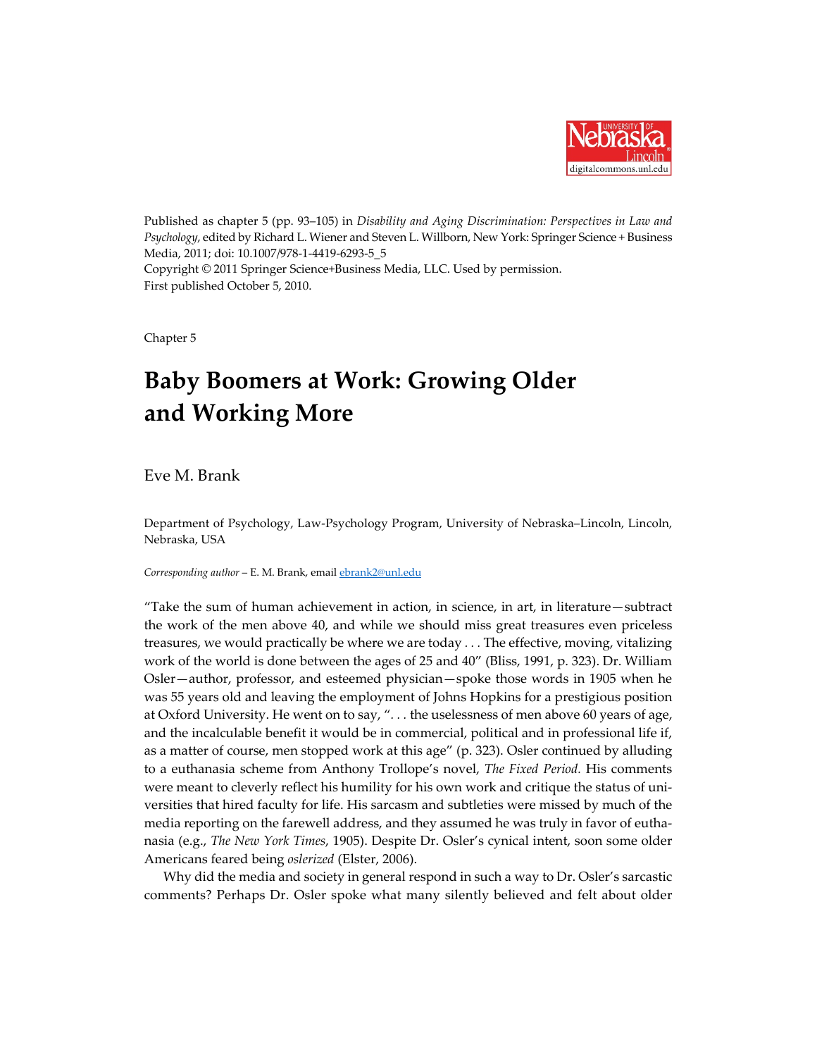Published as chapter 5 (pp. 93–105) in *Disability and Aging Discrimination: Perspectives in Law and Psychology*, edited by Richard L. Wiener and Steven L. Willborn, New York: Springer Science + Business Media, 2011; doi: 10.1007/978-1-4419-6293-5_5
Copyright © 2011 Springer Science+Business Media, LLC. Used by permission.
First published October 5, 2010.

Chapter 5

# Baby Boomers at Work: Growing Older and Working More

Eve M. Brank

Department of Psychology, Law-Psychology Program, University of Nebraska–Lincoln, Lincoln, Nebraska, USA

*Corresponding author* – E. M. Brank, email ebrank2@unl.edu

"Take the sum of human achievement in action, in science, in art, in literature—subtract the work of the men above 40, and while we should miss great treasures even priceless treasures, we would practically be where we are today . . . The effective, moving, vitalizing work of the world is done between the ages of 25 and 40" (Bliss, 1991, p. 323). Dr. William Osler—author, professor, and esteemed physician—spoke those words in 1905 when he was 55 years old and leaving the employment of Johns Hopkins for a prestigious position at Oxford University. He went on to say, ". . . the uselessness of men above 60 years of age, and the incalculable benefit it would be in commercial, political and in professional life if, as a matter of course, men stopped work at this age" (p. 323). Osler continued by alluding to a euthanasia scheme from Anthony Trollope's novel, *The Fixed Period*. His comments were meant to cleverly reflect his humility for his own work and critique the status of universities that hired faculty for life. His sarcasm and subtleties were missed by much of the media reporting on the farewell address, and they assumed he was truly in favor of euthanasia (e.g., *The New York Times*, 1905). Despite Dr. Osler's cynical intent, soon some older Americans feared being *oslerized* (Elster, 2006).

Why did the media and society in general respond in such a way to Dr. Osler's sarcastic comments? Perhaps Dr. Osler spoke what many silently believed and felt about older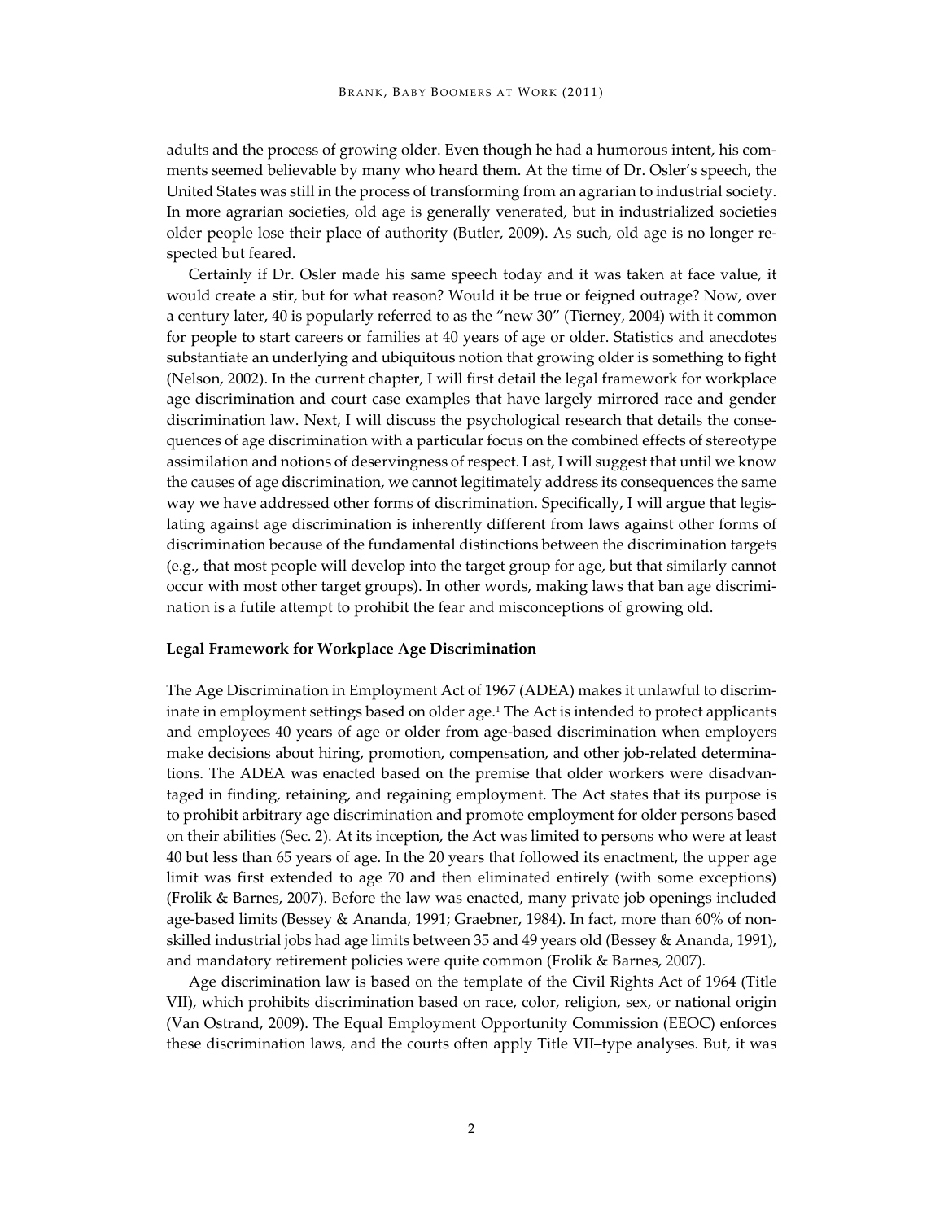adults and the process of growing older. Even though he had a humorous intent, his comments seemed believable by many who heard them. At the time of Dr. Osler's speech, the United States was still in the process of transforming from an agrarian to industrial society. In more agrarian societies, old age is generally venerated, but in industrialized societies older people lose their place of authority (Butler, 2009). As such, old age is no longer respected but feared.

Certainly if Dr. Osler made his same speech today and it was taken at face value, it would create a stir, but for what reason? Would it be true or feigned outrage? Now, over a century later, 40 is popularly referred to as the "new 30" (Tierney, 2004) with it common for people to start careers or families at 40 years of age or older. Statistics and anecdotes substantiate an underlying and ubiquitous notion that growing older is something to fight (Nelson, 2002). In the current chapter, I will first detail the legal framework for workplace age discrimination and court case examples that have largely mirrored race and gender discrimination law. Next, I will discuss the psychological research that details the consequences of age discrimination with a particular focus on the combined effects of stereotype assimilation and notions of deservingness of respect. Last, I will suggest that until we know the causes of age discrimination, we cannot legitimately address its consequences the same way we have addressed other forms of discrimination. Specifically, I will argue that legislating against age discrimination is inherently different from laws against other forms of discrimination because of the fundamental distinctions between the discrimination targets (e.g., that most people will develop into the target group for age, but that similarly cannot occur with most other target groups). In other words, making laws that ban age discrimination is a futile attempt to prohibit the fear and misconceptions of growing old.

**Legal Framework for Workplace Age Discrimination**

The Age Discrimination in Employment Act of 1967 (ADEA) makes it unlawful to discriminate in employment settings based on older age.[1] The Act is intended to protect applicants and employees 40 years of age or older from age-based discrimination when employers make decisions about hiring, promotion, compensation, and other job-related determinations. The ADEA was enacted based on the premise that older workers were disadvantaged in finding, retaining, and regaining employment. The Act states that its purpose is to prohibit arbitrary age discrimination and promote employment for older persons based on their abilities (Sec. 2). At its inception, the Act was limited to persons who were at least 40 but less than 65 years of age. In the 20 years that followed its enactment, the upper age limit was first extended to age 70 and then eliminated entirely (with some exceptions) (Frolik & Barnes, 2007). Before the law was enacted, many private job openings included age-based limits (Bessey & Ananda, 1991; Graebner, 1984). In fact, more than 60% of non-skilled industrial jobs had age limits between 35 and 49 years old (Bessey & Ananda, 1991), and mandatory retirement policies were quite common (Frolik & Barnes, 2007).

Age discrimination law is based on the template of the Civil Rights Act of 1964 (Title VII), which prohibits discrimination based on race, color, religion, sex, or national origin (Van Ostrand, 2009). The Equal Employment Opportunity Commission (EEOC) enforces these discrimination laws, and the courts often apply Title VII–type analyses. But, it was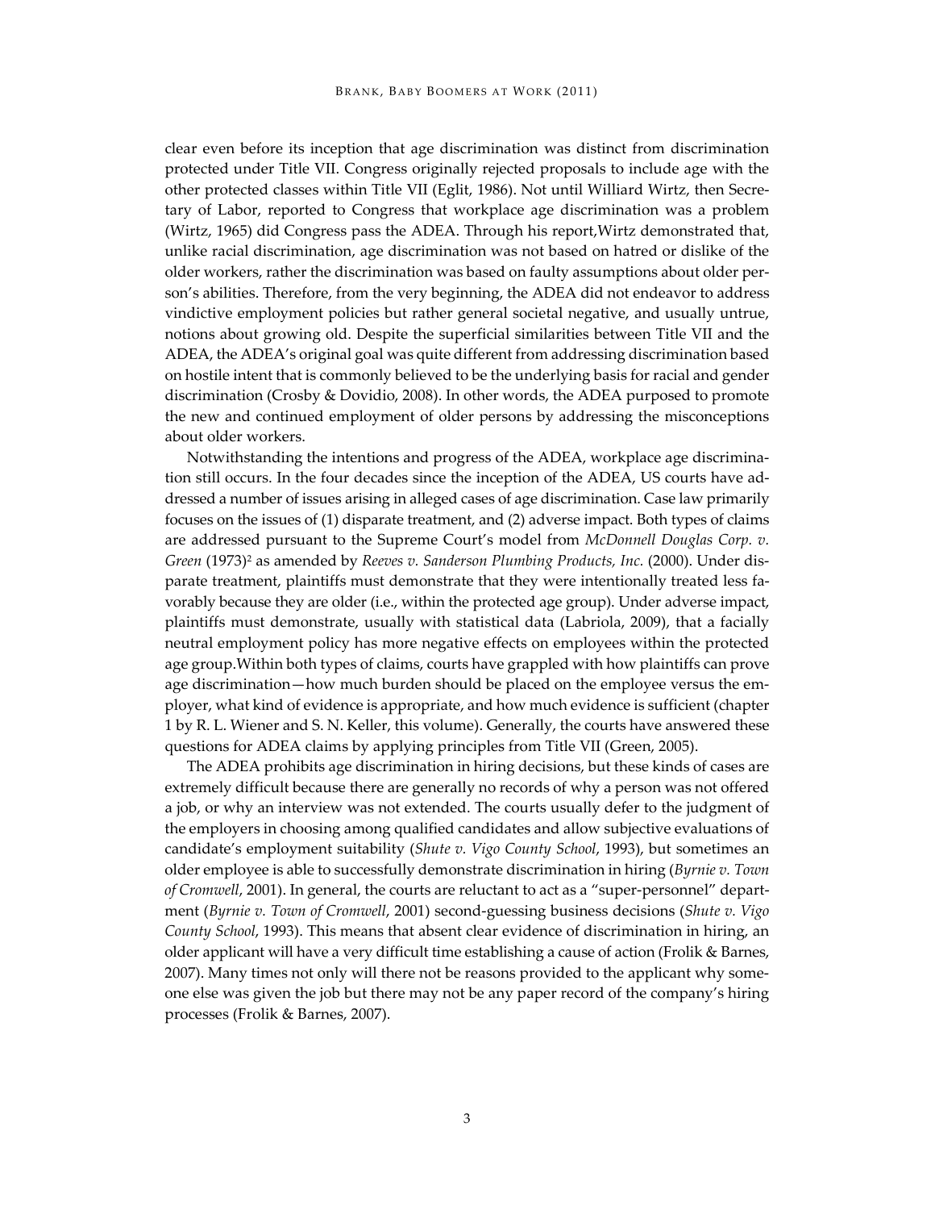clear even before its inception that age discrimination was distinct from discrimination protected under Title VII. Congress originally rejected proposals to include age with the other protected classes within Title VII (Eglit, 1986). Not until Williard Wirtz, then Secretary of Labor, reported to Congress that workplace age discrimination was a problem (Wirtz, 1965) did Congress pass the ADEA. Through his report,Wirtz demonstrated that, unlike racial discrimination, age discrimination was not based on hatred or dislike of the older workers, rather the discrimination was based on faulty assumptions about older person's abilities. Therefore, from the very beginning, the ADEA did not endeavor to address vindictive employment policies but rather general societal negative, and usually untrue, notions about growing old. Despite the superficial similarities between Title VII and the ADEA, the ADEA's original goal was quite different from addressing discrimination based on hostile intent that is commonly believed to be the underlying basis for racial and gender discrimination (Crosby & Dovidio, 2008). In other words, the ADEA purposed to promote the new and continued employment of older persons by addressing the misconceptions about older workers.

Notwithstanding the intentions and progress of the ADEA, workplace age discrimination still occurs. In the four decades since the inception of the ADEA, US courts have addressed a number of issues arising in alleged cases of age discrimination. Case law primarily focuses on the issues of (1) disparate treatment, and (2) adverse impact. Both types of claims are addressed pursuant to the Supreme Court's model from *McDonnell Douglas Corp. v. Green* (1973)[2] as amended by *Reeves v. Sanderson Plumbing Products, Inc.* (2000). Under disparate treatment, plaintiffs must demonstrate that they were intentionally treated less favorably because they are older (i.e., within the protected age group). Under adverse impact, plaintiffs must demonstrate, usually with statistical data (Labriola, 2009), that a facially neutral employment policy has more negative effects on employees within the protected age group.Within both types of claims, courts have grappled with how plaintiffs can prove age discrimination—how much burden should be placed on the employee versus the employer, what kind of evidence is appropriate, and how much evidence is sufficient (chapter 1 by R. L. Wiener and S. N. Keller, this volume). Generally, the courts have answered these questions for ADEA claims by applying principles from Title VII (Green, 2005).

The ADEA prohibits age discrimination in hiring decisions, but these kinds of cases are extremely difficult because there are generally no records of why a person was not offered a job, or why an interview was not extended. The courts usually defer to the judgment of the employers in choosing among qualified candidates and allow subjective evaluations of candidate's employment suitability (*Shute v. Vigo County School*, 1993), but sometimes an older employee is able to successfully demonstrate discrimination in hiring (*Byrnie v. Town of Cromwell*, 2001). In general, the courts are reluctant to act as a "super-personnel" department (*Byrnie v. Town of Cromwell*, 2001) second-guessing business decisions (*Shute v. Vigo County School*, 1993). This means that absent clear evidence of discrimination in hiring, an older applicant will have a very difficult time establishing a cause of action (Frolik & Barnes, 2007). Many times not only will there not be reasons provided to the applicant why someone else was given the job but there may not be any paper record of the company's hiring processes (Frolik & Barnes, 2007).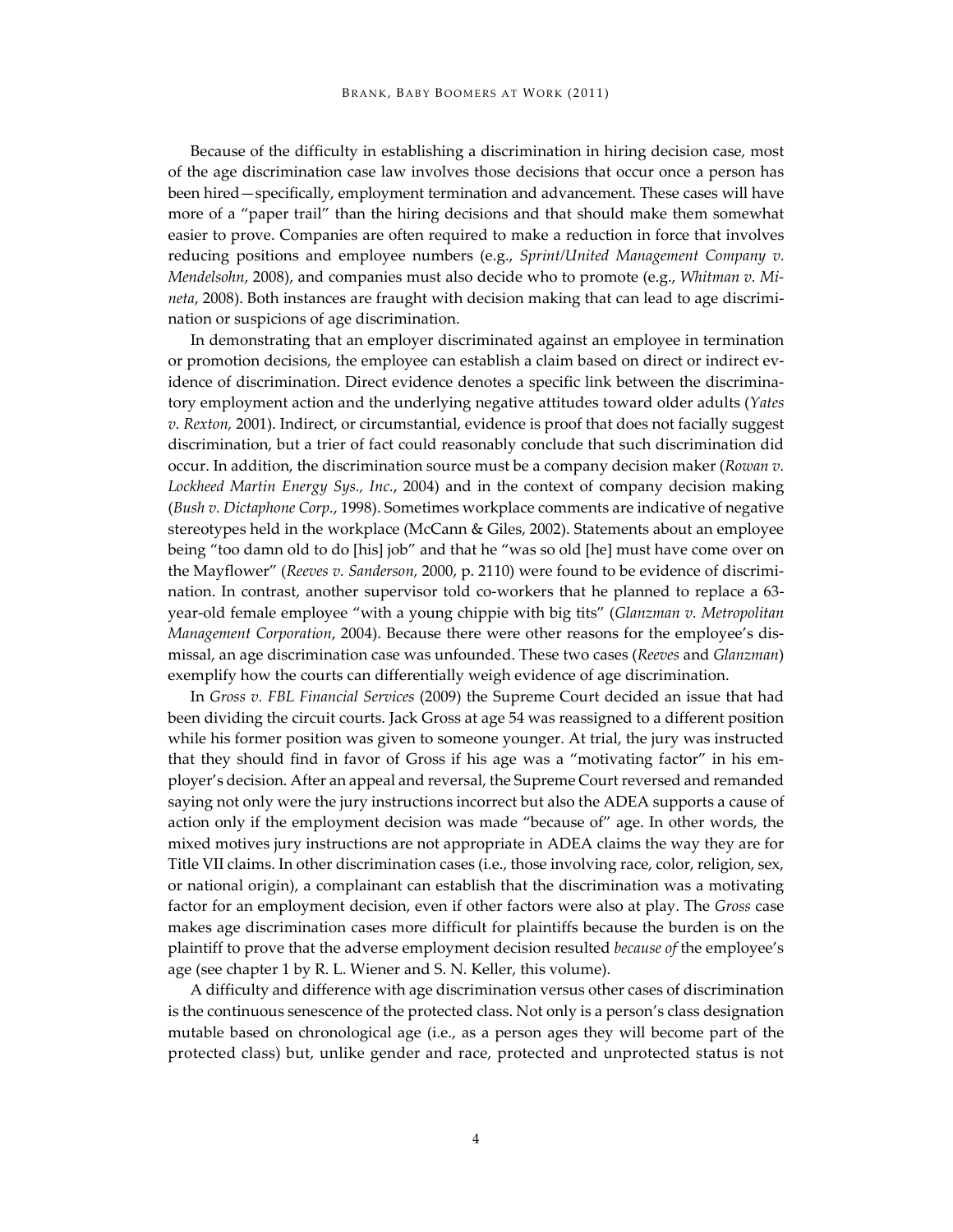Because of the difficulty in establishing a discrimination in hiring decision case, most of the age discrimination case law involves those decisions that occur once a person has been hired—specifically, employment termination and advancement. These cases will have more of a "paper trail" than the hiring decisions and that should make them somewhat easier to prove. Companies are often required to make a reduction in force that involves reducing positions and employee numbers (e.g., *Sprint/United Management Company v. Mendelsohn*, 2008), and companies must also decide who to promote (e.g., *Whitman v. Mineta*, 2008). Both instances are fraught with decision making that can lead to age discrimination or suspicions of age discrimination.

In demonstrating that an employer discriminated against an employee in termination or promotion decisions, the employee can establish a claim based on direct or indirect evidence of discrimination. Direct evidence denotes a specific link between the discriminatory employment action and the underlying negative attitudes toward older adults (*Yates v. Rexton,* 2001). Indirect, or circumstantial, evidence is proof that does not facially suggest discrimination, but a trier of fact could reasonably conclude that such discrimination did occur. In addition, the discrimination source must be a company decision maker (*Rowan v. Lockheed Martin Energy Sys., Inc.*, 2004) and in the context of company decision making (*Bush v. Dictaphone Corp.*, 1998). Sometimes workplace comments are indicative of negative stereotypes held in the workplace (McCann & Giles, 2002). Statements about an employee being "too damn old to do [his] job" and that he "was so old [he] must have come over on the Mayflower" (*Reeves v. Sanderson,* 2000, p. 2110) were found to be evidence of discrimination. In contrast, another supervisor told co-workers that he planned to replace a 63-year-old female employee "with a young chippie with big tits" (*Glanzman v. Metropolitan Management Corporation*, 2004). Because there were other reasons for the employee's dismissal, an age discrimination case was unfounded. These two cases (*Reeves* and *Glanzman*) exemplify how the courts can differentially weigh evidence of age discrimination.

In *Gross v. FBL Financial Services* (2009) the Supreme Court decided an issue that had been dividing the circuit courts. Jack Gross at age 54 was reassigned to a different position while his former position was given to someone younger. At trial, the jury was instructed that they should find in favor of Gross if his age was a "motivating factor" in his employer's decision. After an appeal and reversal, the Supreme Court reversed and remanded saying not only were the jury instructions incorrect but also the ADEA supports a cause of action only if the employment decision was made "because of" age. In other words, the mixed motives jury instructions are not appropriate in ADEA claims the way they are for Title VII claims. In other discrimination cases (i.e., those involving race, color, religion, sex, or national origin), a complainant can establish that the discrimination was a motivating factor for an employment decision, even if other factors were also at play. The *Gross* case makes age discrimination cases more difficult for plaintiffs because the burden is on the plaintiff to prove that the adverse employment decision resulted *because of* the employee's age (see chapter 1 by R. L. Wiener and S. N. Keller, this volume).

A difficulty and difference with age discrimination versus other cases of discrimination is the continuous senescence of the protected class. Not only is a person's class designation mutable based on chronological age (i.e., as a person ages they will become part of the protected class) but, unlike gender and race, protected and unprotected status is not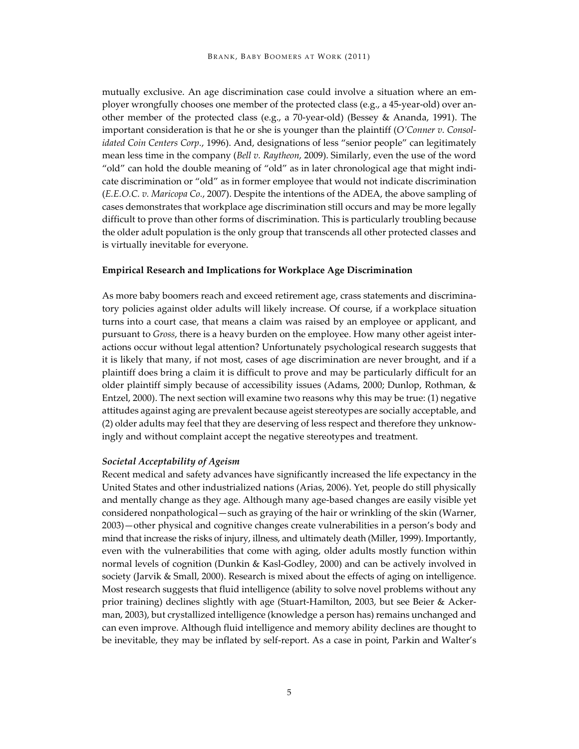mutually exclusive. An age discrimination case could involve a situation where an employer wrongfully chooses one member of the protected class (e.g., a 45-year-old) over another member of the protected class (e.g., a 70-year-old) (Bessey & Ananda, 1991). The important consideration is that he or she is younger than the plaintiff (*O'Conner v. Consolidated Coin Centers Corp.*, 1996). And, designations of less "senior people" can legitimately mean less time in the company (*Bell v. Raytheon*, 2009). Similarly, even the use of the word "old" can hold the double meaning of "old" as in later chronological age that might indicate discrimination or "old" as in former employee that would not indicate discrimination (*E.E.O.C. v. Maricopa Co.*, 2007). Despite the intentions of the ADEA, the above sampling of cases demonstrates that workplace age discrimination still occurs and may be more legally difficult to prove than other forms of discrimination. This is particularly troubling because the older adult population is the only group that transcends all other protected classes and is virtually inevitable for everyone.

## Empirical Research and Implications for Workplace Age Discrimination

As more baby boomers reach and exceed retirement age, crass statements and discriminatory policies against older adults will likely increase. Of course, if a workplace situation turns into a court case, that means a claim was raised by an employee or applicant, and pursuant to *Gross*, there is a heavy burden on the employee. How many other ageist interactions occur without legal attention? Unfortunately psychological research suggests that it is likely that many, if not most, cases of age discrimination are never brought, and if a plaintiff does bring a claim it is difficult to prove and may be particularly difficult for an older plaintiff simply because of accessibility issues (Adams, 2000; Dunlop, Rothman, & Entzel, 2000). The next section will examine two reasons why this may be true: (1) negative attitudes against aging are prevalent because ageist stereotypes are socially acceptable, and (2) older adults may feel that they are deserving of less respect and therefore they unknowingly and without complaint accept the negative stereotypes and treatment.

### *Societal Acceptability of Ageism*

Recent medical and safety advances have significantly increased the life expectancy in the United States and other industrialized nations (Arias, 2006). Yet, people do still physically and mentally change as they age. Although many age-based changes are easily visible yet considered nonpathological—such as graying of the hair or wrinkling of the skin (Warner, 2003)—other physical and cognitive changes create vulnerabilities in a person's body and mind that increase the risks of injury, illness, and ultimately death (Miller, 1999). Importantly, even with the vulnerabilities that come with aging, older adults mostly function within normal levels of cognition (Dunkin & Kasl-Godley, 2000) and can be actively involved in society (Jarvik & Small, 2000). Research is mixed about the effects of aging on intelligence. Most research suggests that fluid intelligence (ability to solve novel problems without any prior training) declines slightly with age (Stuart-Hamilton, 2003, but see Beier & Ackerman, 2003), but crystallized intelligence (knowledge a person has) remains unchanged and can even improve. Although fluid intelligence and memory ability declines are thought to be inevitable, they may be inflated by self-report. As a case in point, Parkin and Walter's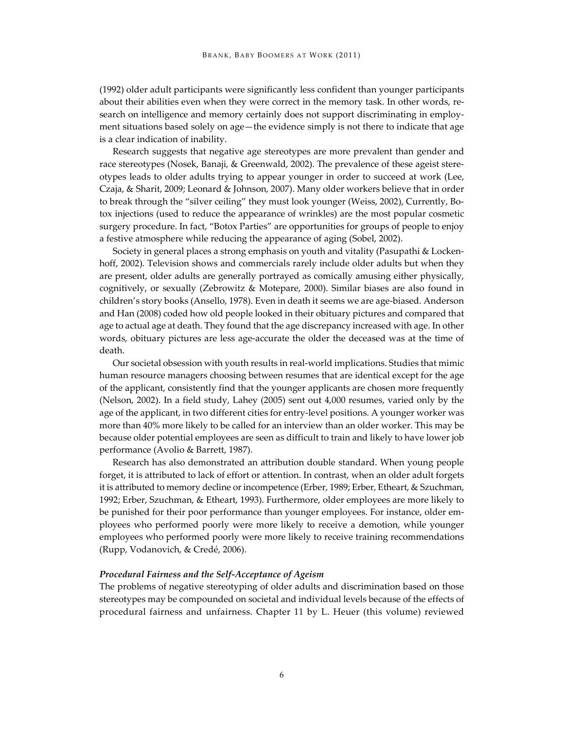(1992) older adult participants were significantly less confident than younger participants about their abilities even when they were correct in the memory task. In other words, research on intelligence and memory certainly does not support discriminating in employment situations based solely on age—the evidence simply is not there to indicate that age is a clear indication of inability.

Research suggests that negative age stereotypes are more prevalent than gender and race stereotypes (Nosek, Banaji, & Greenwald, 2002). The prevalence of these ageist stereotypes leads to older adults trying to appear younger in order to succeed at work (Lee, Czaja, & Sharit, 2009; Leonard & Johnson, 2007). Many older workers believe that in order to break through the "silver ceiling" they must look younger (Weiss, 2002), Currently, Botox injections (used to reduce the appearance of wrinkles) are the most popular cosmetic surgery procedure. In fact, "Botox Parties" are opportunities for groups of people to enjoy a festive atmosphere while reducing the appearance of aging (Sobel, 2002).

Society in general places a strong emphasis on youth and vitality (Pasupathi & Lockenhoff, 2002). Television shows and commercials rarely include older adults but when they are present, older adults are generally portrayed as comically amusing either physically, cognitively, or sexually (Zebrowitz & Motepare, 2000). Similar biases are also found in children's story books (Ansello, 1978). Even in death it seems we are age-biased. Anderson and Han (2008) coded how old people looked in their obituary pictures and compared that age to actual age at death. They found that the age discrepancy increased with age. In other words, obituary pictures are less age-accurate the older the deceased was at the time of death.

Our societal obsession with youth results in real-world implications. Studies that mimic human resource managers choosing between resumes that are identical except for the age of the applicant, consistently find that the younger applicants are chosen more frequently (Nelson, 2002). In a field study, Lahey (2005) sent out 4,000 resumes, varied only by the age of the applicant, in two different cities for entry-level positions. A younger worker was more than 40% more likely to be called for an interview than an older worker. This may be because older potential employees are seen as difficult to train and likely to have lower job performance (Avolio & Barrett, 1987).

Research has also demonstrated an attribution double standard. When young people forget, it is attributed to lack of effort or attention. In contrast, when an older adult forgets it is attributed to memory decline or incompetence (Erber, 1989; Erber, Etheart, & Szuchman, 1992; Erber, Szuchman, & Etheart, 1993). Furthermore, older employees are more likely to be punished for their poor performance than younger employees. For instance, older employees who performed poorly were more likely to receive a demotion, while younger employees who performed poorly were more likely to receive training recommendations (Rupp, Vodanovich, & Credé, 2006).

### *Procedural Fairness and the Self-Acceptance of Ageism*

The problems of negative stereotyping of older adults and discrimination based on those stereotypes may be compounded on societal and individual levels because of the effects of procedural fairness and unfairness. Chapter 11 by L. Heuer (this volume) reviewed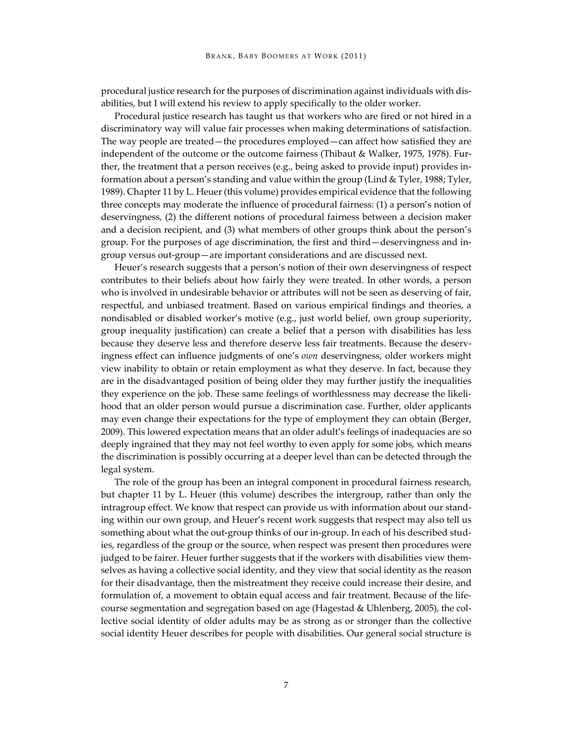procedural justice research for the purposes of discrimination against individuals with disabilities, but I will extend his review to apply specifically to the older worker.

Procedural justice research has taught us that workers who are fired or not hired in a discriminatory way will value fair processes when making determinations of satisfaction. The way people are treated—the procedures employed—can affect how satisfied they are independent of the outcome or the outcome fairness (Thibaut & Walker, 1975, 1978). Further, the treatment that a person receives (e.g., being asked to provide input) provides information about a person's standing and value within the group (Lind & Tyler, 1988; Tyler, 1989). Chapter 11 by L. Heuer (this volume) provides empirical evidence that the following three concepts may moderate the influence of procedural fairness: (1) a person's notion of deservingness, (2) the different notions of procedural fairness between a decision maker and a decision recipient, and (3) what members of other groups think about the person's group. For the purposes of age discrimination, the first and third—deservingness and in-group versus out-group—are important considerations and are discussed next.

Heuer's research suggests that a person's notion of their own deservingness of respect contributes to their beliefs about how fairly they were treated. In other words, a person who is involved in undesirable behavior or attributes will not be seen as deserving of fair, respectful, and unbiased treatment. Based on various empirical findings and theories, a nondisabled or disabled worker's motive (e.g., just world belief, own group superiority, group inequality justification) can create a belief that a person with disabilities has less because they deserve less and therefore deserve less fair treatments. Because the deservingness effect can influence judgments of one's *own* deservingness, older workers might view inability to obtain or retain employment as what they deserve. In fact, because they are in the disadvantaged position of being older they may further justify the inequalities they experience on the job. These same feelings of worthlessness may decrease the likelihood that an older person would pursue a discrimination case. Further, older applicants may even change their expectations for the type of employment they can obtain (Berger, 2009). This lowered expectation means that an older adult's feelings of inadequacies are so deeply ingrained that they may not feel worthy to even apply for some jobs, which means the discrimination is possibly occurring at a deeper level than can be detected through the legal system.

The role of the group has been an integral component in procedural fairness research, but chapter 11 by L. Heuer (this volume) describes the intergroup, rather than only the intragroup effect. We know that respect can provide us with information about our standing within our own group, and Heuer's recent work suggests that respect may also tell us something about what the out-group thinks of our in-group. In each of his described studies, regardless of the group or the source, when respect was present then procedures were judged to be fairer. Heuer further suggests that if the workers with disabilities view themselves as having a collective social identity, and they view that social identity as the reason for their disadvantage, then the mistreatment they receive could increase their desire, and formulation of, a movement to obtain equal access and fair treatment. Because of the life-course segmentation and segregation based on age (Hagestad & Uhlenberg, 2005), the collective social identity of older adults may be as strong as or stronger than the collective social identity Heuer describes for people with disabilities. Our general social structure is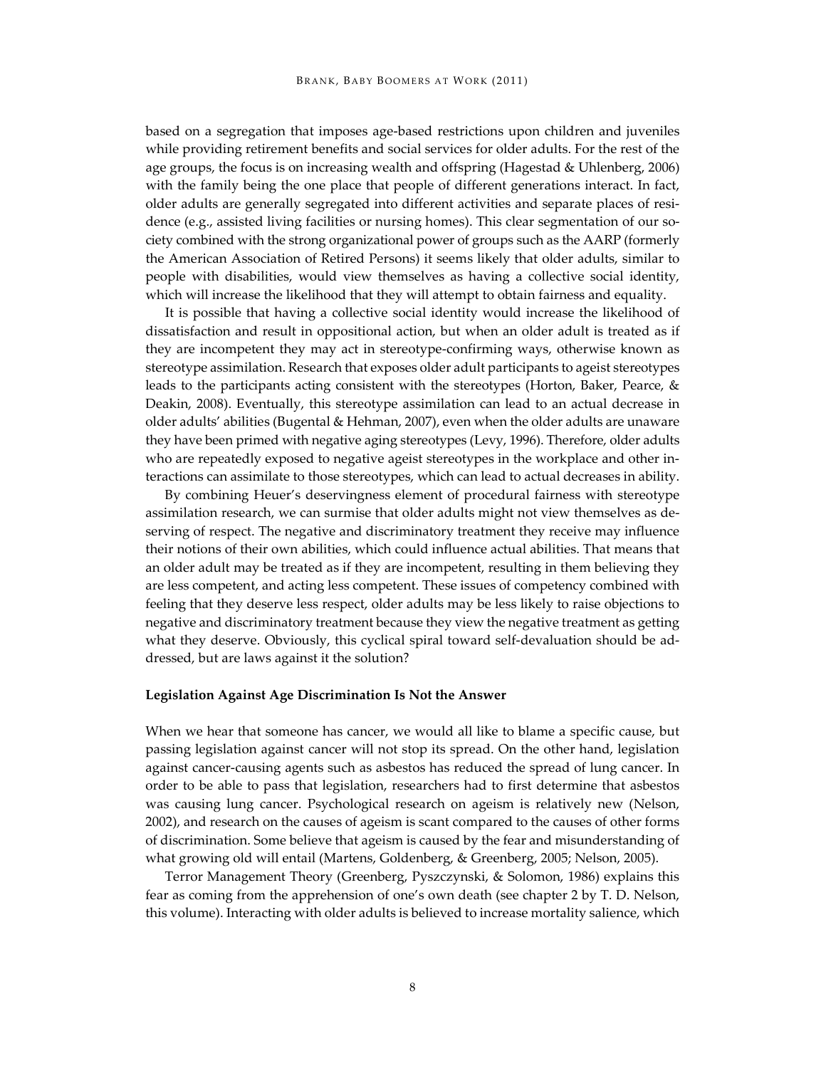based on a segregation that imposes age-based restrictions upon children and juveniles while providing retirement benefits and social services for older adults. For the rest of the age groups, the focus is on increasing wealth and offspring (Hagestad & Uhlenberg, 2006) with the family being the one place that people of different generations interact. In fact, older adults are generally segregated into different activities and separate places of residence (e.g., assisted living facilities or nursing homes). This clear segmentation of our society combined with the strong organizational power of groups such as the AARP (formerly the American Association of Retired Persons) it seems likely that older adults, similar to people with disabilities, would view themselves as having a collective social identity, which will increase the likelihood that they will attempt to obtain fairness and equality.

It is possible that having a collective social identity would increase the likelihood of dissatisfaction and result in oppositional action, but when an older adult is treated as if they are incompetent they may act in stereotype-confirming ways, otherwise known as stereotype assimilation. Research that exposes older adult participants to ageist stereotypes leads to the participants acting consistent with the stereotypes (Horton, Baker, Pearce, & Deakin, 2008). Eventually, this stereotype assimilation can lead to an actual decrease in older adults' abilities (Bugental & Hehman, 2007), even when the older adults are unaware they have been primed with negative aging stereotypes (Levy, 1996). Therefore, older adults who are repeatedly exposed to negative ageist stereotypes in the workplace and other interactions can assimilate to those stereotypes, which can lead to actual decreases in ability.

By combining Heuer's deservingness element of procedural fairness with stereotype assimilation research, we can surmise that older adults might not view themselves as deserving of respect. The negative and discriminatory treatment they receive may influence their notions of their own abilities, which could influence actual abilities. That means that an older adult may be treated as if they are incompetent, resulting in them believing they are less competent, and acting less competent. These issues of competency combined with feeling that they deserve less respect, older adults may be less likely to raise objections to negative and discriminatory treatment because they view the negative treatment as getting what they deserve. Obviously, this cyclical spiral toward self-devaluation should be addressed, but are laws against it the solution?

### Legislation Against Age Discrimination Is Not the Answer

When we hear that someone has cancer, we would all like to blame a specific cause, but passing legislation against cancer will not stop its spread. On the other hand, legislation against cancer-causing agents such as asbestos has reduced the spread of lung cancer. In order to be able to pass that legislation, researchers had to first determine that asbestos was causing lung cancer. Psychological research on ageism is relatively new (Nelson, 2002), and research on the causes of ageism is scant compared to the causes of other forms of discrimination. Some believe that ageism is caused by the fear and misunderstanding of what growing old will entail (Martens, Goldenberg, & Greenberg, 2005; Nelson, 2005).

Terror Management Theory (Greenberg, Pyszczynski, & Solomon, 1986) explains this fear as coming from the apprehension of one's own death (see chapter 2 by T. D. Nelson, this volume). Interacting with older adults is believed to increase mortality salience, which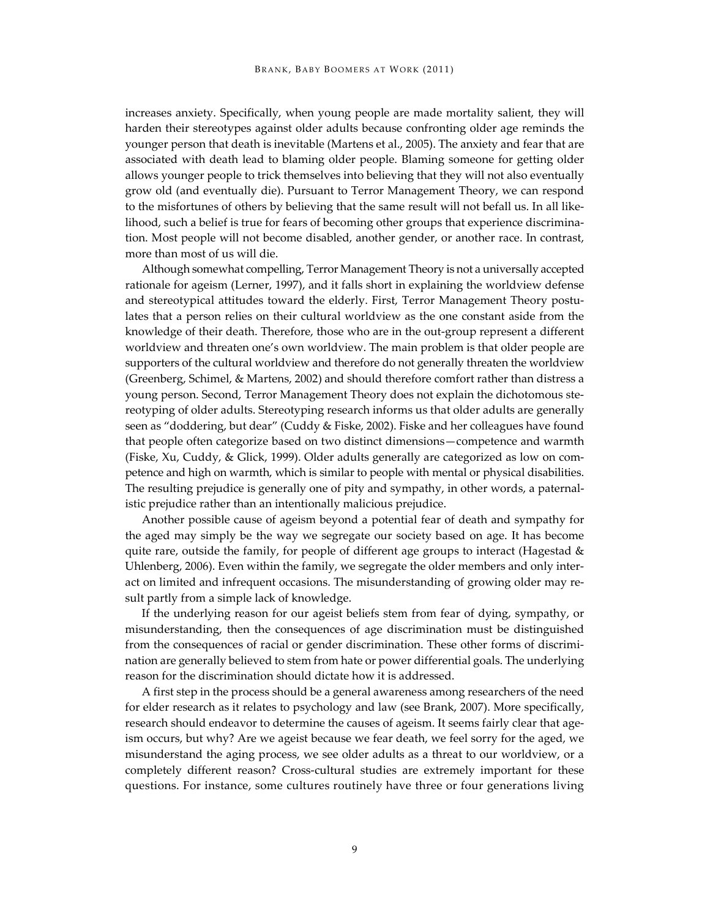increases anxiety. Specifically, when young people are made mortality salient, they will harden their stereotypes against older adults because confronting older age reminds the younger person that death is inevitable (Martens et al., 2005). The anxiety and fear that are associated with death lead to blaming older people. Blaming someone for getting older allows younger people to trick themselves into believing that they will not also eventually grow old (and eventually die). Pursuant to Terror Management Theory, we can respond to the misfortunes of others by believing that the same result will not befall us. In all likelihood, such a belief is true for fears of becoming other groups that experience discrimination. Most people will not become disabled, another gender, or another race. In contrast, more than most of us will die.

Although somewhat compelling, Terror Management Theory is not a universally accepted rationale for ageism (Lerner, 1997), and it falls short in explaining the worldview defense and stereotypical attitudes toward the elderly. First, Terror Management Theory postulates that a person relies on their cultural worldview as the one constant aside from the knowledge of their death. Therefore, those who are in the out-group represent a different worldview and threaten one's own worldview. The main problem is that older people are supporters of the cultural worldview and therefore do not generally threaten the worldview (Greenberg, Schimel, & Martens, 2002) and should therefore comfort rather than distress a young person. Second, Terror Management Theory does not explain the dichotomous stereotyping of older adults. Stereotyping research informs us that older adults are generally seen as "doddering, but dear" (Cuddy & Fiske, 2002). Fiske and her colleagues have found that people often categorize based on two distinct dimensions—competence and warmth (Fiske, Xu, Cuddy, & Glick, 1999). Older adults generally are categorized as low on competence and high on warmth, which is similar to people with mental or physical disabilities. The resulting prejudice is generally one of pity and sympathy, in other words, a paternalistic prejudice rather than an intentionally malicious prejudice.

Another possible cause of ageism beyond a potential fear of death and sympathy for the aged may simply be the way we segregate our society based on age. It has become quite rare, outside the family, for people of different age groups to interact (Hagestad & Uhlenberg, 2006). Even within the family, we segregate the older members and only interact on limited and infrequent occasions. The misunderstanding of growing older may result partly from a simple lack of knowledge.

If the underlying reason for our ageist beliefs stem from fear of dying, sympathy, or misunderstanding, then the consequences of age discrimination must be distinguished from the consequences of racial or gender discrimination. These other forms of discrimination are generally believed to stem from hate or power differential goals. The underlying reason for the discrimination should dictate how it is addressed.

A first step in the process should be a general awareness among researchers of the need for elder research as it relates to psychology and law (see Brank, 2007). More specifically, research should endeavor to determine the causes of ageism. It seems fairly clear that ageism occurs, but why? Are we ageist because we fear death, we feel sorry for the aged, we misunderstand the aging process, we see older adults as a threat to our worldview, or a completely different reason? Cross-cultural studies are extremely important for these questions. For instance, some cultures routinely have three or four generations living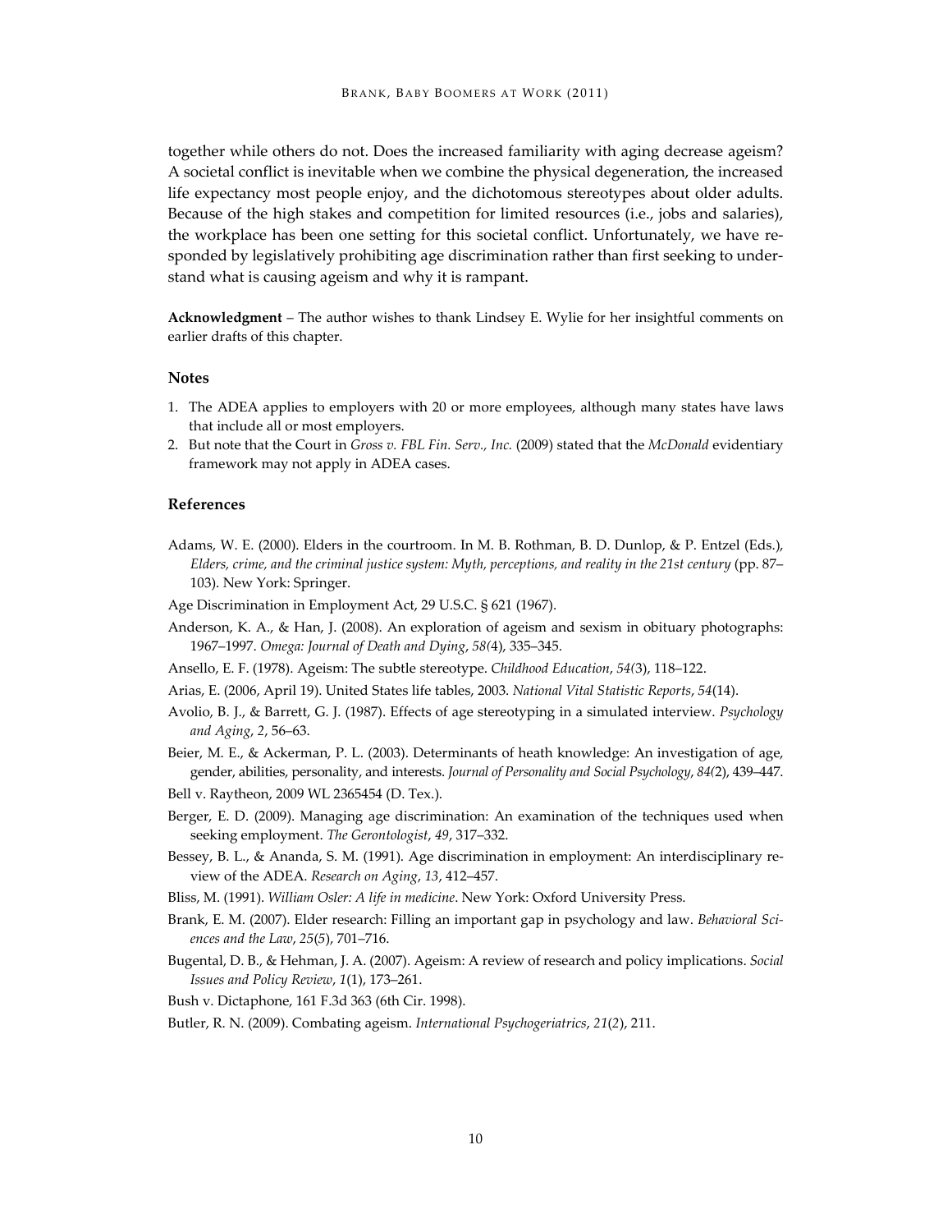together while others do not. Does the increased familiarity with aging decrease ageism? A societal conflict is inevitable when we combine the physical degeneration, the increased life expectancy most people enjoy, and the dichotomous stereotypes about older adults. Because of the high stakes and competition for limited resources (i.e., jobs and salaries), the workplace has been one setting for this societal conflict. Unfortunately, we have responded by legislatively prohibiting age discrimination rather than first seeking to understand what is causing ageism and why it is rampant.

**Acknowledgment** – The author wishes to thank Lindsey E. Wylie for her insightful comments on earlier drafts of this chapter.

### Notes

1. The ADEA applies to employers with 20 or more employees, although many states have laws that include all or most employers.
2. But note that the Court in *Gross v. FBL Fin. Serv., Inc.* (2009) stated that the *McDonald* evidentiary framework may not apply in ADEA cases.

### References

Adams, W. E. (2000). Elders in the courtroom. In M. B. Rothman, B. D. Dunlop, & P. Entzel (Eds.), *Elders, crime, and the criminal justice system: Myth, perceptions, and reality in the 21st century* (pp. 87–103). New York: Springer.

Age Discrimination in Employment Act, 29 U.S.C. § 621 (1967).

Anderson, K. A., & Han, J. (2008). An exploration of ageism and sexism in obituary photographs: 1967–1997. *Omega: Journal of Death and Dying*, *58(*4), 335–345.

Ansello, E. F. (1978). Ageism: The subtle stereotype. *Childhood Education*, *54(*3), 118–122.

Arias, E. (2006, April 19). United States life tables, 2003. *National Vital Statistic Reports*, *54*(14).

Avolio, B. J., & Barrett, G. J. (1987). Effects of age stereotyping in a simulated interview. *Psychology and Aging*, *2*, 56–63.

Beier, M. E., & Ackerman, P. L. (2003). Determinants of heath knowledge: An investigation of age, gender, abilities, personality, and interests. *Journal of Personality and Social Psychology*, *84(*2), 439–447.

Bell v. Raytheon, 2009 WL 2365454 (D. Tex.).

Berger, E. D. (2009). Managing age discrimination: An examination of the techniques used when seeking employment. *The Gerontologist*, *49*, 317–332.

Bessey, B. L., & Ananda, S. M. (1991). Age discrimination in employment: An interdisciplinary review of the ADEA. *Research on Aging*, *13*, 412–457.

Bliss, M. (1991). *William Osler: A life in medicine*. New York: Oxford University Press.

Brank, E. M. (2007). Elder research: Filling an important gap in psychology and law. *Behavioral Sciences and the Law*, *25*(5), 701–716.

Bugental, D. B., & Hehman, J. A. (2007). Ageism: A review of research and policy implications. *Social Issues and Policy Review*, *1*(1), 173–261.

Bush v. Dictaphone, 161 F.3d 363 (6th Cir. 1998).

Butler, R. N. (2009). Combating ageism. *International Psychogeriatrics*, *21*(2), 211.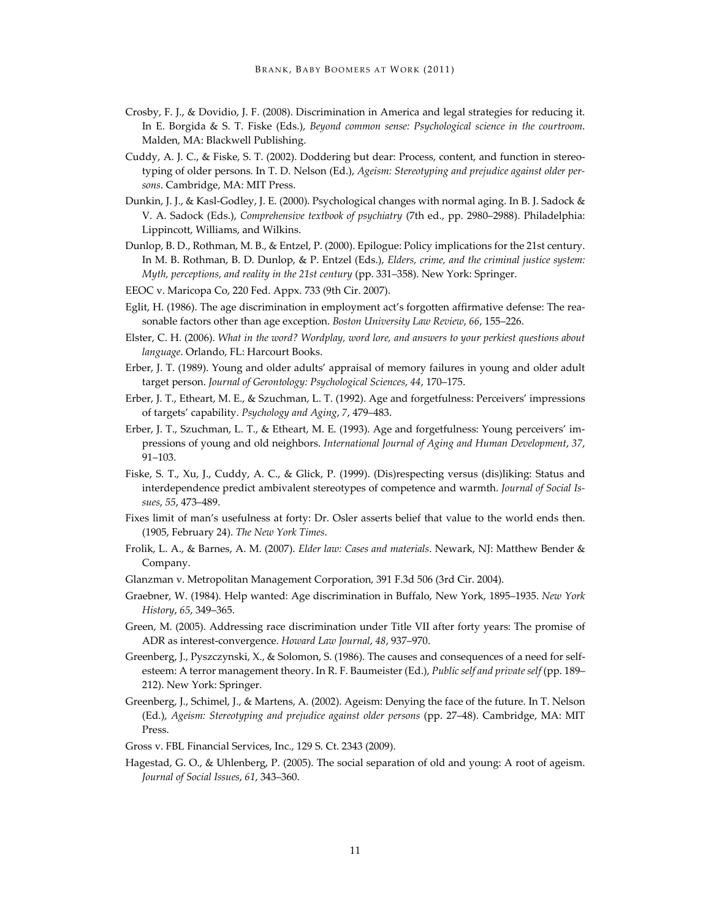Crosby, F. J., & Dovidio, J. F. (2008). Discrimination in America and legal strategies for reducing it. In E. Borgida & S. T. Fiske (Eds.), *Beyond common sense: Psychological science in the courtroom*. Malden, MA: Blackwell Publishing.

Cuddy, A. J. C., & Fiske, S. T. (2002). Doddering but dear: Process, content, and function in stereotyping of older persons. In T. D. Nelson (Ed.), *Ageism: Stereotyping and prejudice against older persons*. Cambridge, MA: MIT Press.

Dunkin, J. J., & Kasl-Godley, J. E. (2000). Psychological changes with normal aging. In B. J. Sadock & V. A. Sadock (Eds.), *Comprehensive textbook of psychiatry* (7th ed., pp. 2980–2988). Philadelphia: Lippincott, Williams, and Wilkins.

Dunlop, B. D., Rothman, M. B., & Entzel, P. (2000). Epilogue: Policy implications for the 21st century. In M. B. Rothman, B. D. Dunlop, & P. Entzel (Eds.), *Elders, crime, and the criminal justice system: Myth, perceptions, and reality in the 21st century* (pp. 331–358). New York: Springer.

EEOC v. Maricopa Co, 220 Fed. Appx. 733 (9th Cir. 2007).

Eglit, H. (1986). The age discrimination in employment act's forgotten affirmative defense: The reasonable factors other than age exception. *Boston University Law Review*, *66*, 155–226.

Elster, C. H. (2006). *What in the word? Wordplay, word lore, and answers to your perkiest questions about language*. Orlando, FL: Harcourt Books.

Erber, J. T. (1989). Young and older adults' appraisal of memory failures in young and older adult target person. *Journal of Gerontology: Psychological Sciences*, *44*, 170–175.

Erber, J. T., Etheart, M. E., & Szuchman, L. T. (1992). Age and forgetfulness: Perceivers' impressions of targets' capability. *Psychology and Aging*, *7*, 479–483.

Erber, J. T., Szuchman, L. T., & Etheart, M. E. (1993). Age and forgetfulness: Young perceivers' impressions of young and old neighbors. *International Journal of Aging and Human Development*, *37*, 91–103.

Fiske, S. T., Xu, J., Cuddy, A. C., & Glick, P. (1999). (Dis)respecting versus (dis)liking: Status and interdependence predict ambivalent stereotypes of competence and warmth. *Journal of Social Issues*, *55*, 473–489.

Fixes limit of man's usefulness at forty: Dr. Osler asserts belief that value to the world ends then. (1905, February 24). *The New York Times*.

Frolik, L. A., & Barnes, A. M. (2007). *Elder law: Cases and materials*. Newark, NJ: Matthew Bender & Company.

Glanzman v. Metropolitan Management Corporation, 391 F.3d 506 (3rd Cir. 2004).

Graebner, W. (1984). Help wanted: Age discrimination in Buffalo, New York, 1895–1935. *New York History*, *65*, 349–365.

Green, M. (2005). Addressing race discrimination under Title VII after forty years: The promise of ADR as interest-convergence. *Howard Law Journal*, *48*, 937–970.

Greenberg, J., Pyszczynski, X., & Solomon, S. (1986). The causes and consequences of a need for self-esteem: A terror management theory. In R. F. Baumeister (Ed.), *Public self and private self* (pp. 189–212). New York: Springer.

Greenberg, J., Schimel, J., & Martens, A. (2002). Ageism: Denying the face of the future. In T. Nelson (Ed.), *Ageism: Stereotyping and prejudice against older persons* (pp. 27–48). Cambridge, MA: MIT Press.

Gross v. FBL Financial Services, Inc., 129 S. Ct. 2343 (2009).

Hagestad, G. O., & Uhlenberg, P. (2005). The social separation of old and young: A root of ageism. *Journal of Social Issues*, *61*, 343–360.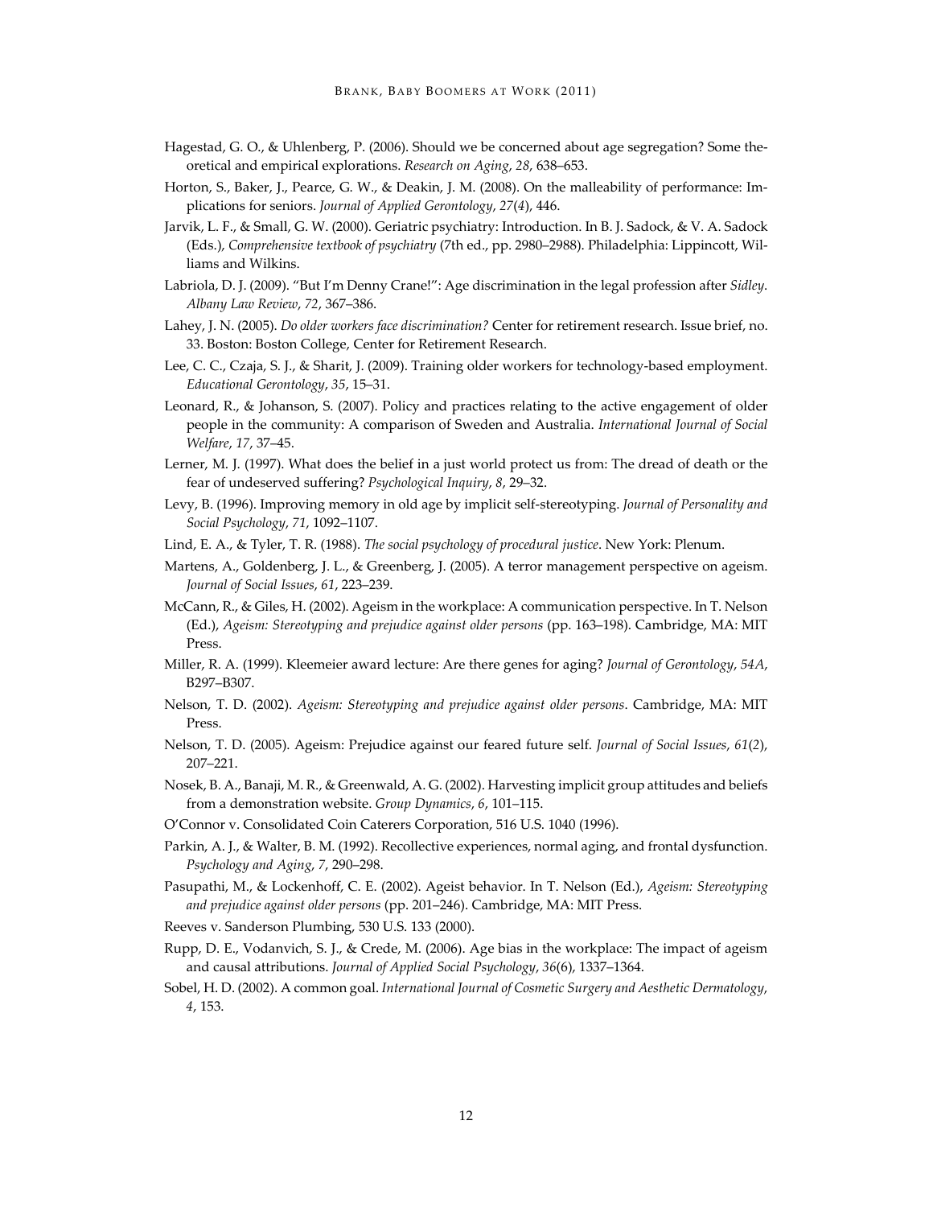Hagestad, G. O., & Uhlenberg, P. (2006). Should we be concerned about age segregation? Some theoretical and empirical explorations. *Research on Aging*, *28*, 638–653.

Horton, S., Baker, J., Pearce, G. W., & Deakin, J. M. (2008). On the malleability of performance: Implications for seniors. *Journal of Applied Gerontology*, *27*(*4*), 446.

Jarvik, L. F., & Small, G. W. (2000). Geriatric psychiatry: Introduction. In B. J. Sadock, & V. A. Sadock (Eds.), *Comprehensive textbook of psychiatry* (7th ed., pp. 2980–2988). Philadelphia: Lippincott, Williams and Wilkins.

Labriola, D. J. (2009). "But I'm Denny Crane!": Age discrimination in the legal profession after *Sidley*. *Albany Law Review*, *72*, 367–386.

Lahey, J. N. (2005). *Do older workers face discrimination?* Center for retirement research. Issue brief, no. 33. Boston: Boston College, Center for Retirement Research.

Lee, C. C., Czaja, S. J., & Sharit, J. (2009). Training older workers for technology-based employment. *Educational Gerontology*, *35*, 15–31.

Leonard, R., & Johanson, S. (2007). Policy and practices relating to the active engagement of older people in the community: A comparison of Sweden and Australia. *International Journal of Social Welfare*, *17*, 37–45.

Lerner, M. J. (1997). What does the belief in a just world protect us from: The dread of death or the fear of undeserved suffering? *Psychological Inquiry*, *8*, 29–32.

Levy, B. (1996). Improving memory in old age by implicit self-stereotyping. *Journal of Personality and Social Psychology*, *71*, 1092–1107.

Lind, E. A., & Tyler, T. R. (1988). *The social psychology of procedural justice*. New York: Plenum.

Martens, A., Goldenberg, J. L., & Greenberg, J. (2005). A terror management perspective on ageism. *Journal of Social Issues*, *61*, 223–239.

McCann, R., & Giles, H. (2002). Ageism in the workplace: A communication perspective. In T. Nelson (Ed.), *Ageism: Stereotyping and prejudice against older persons* (pp. 163–198). Cambridge, MA: MIT Press.

Miller, R. A. (1999). Kleemeier award lecture: Are there genes for aging? *Journal of Gerontology*, *54A*, B297–B307.

Nelson, T. D. (2002). *Ageism: Stereotyping and prejudice against older persons*. Cambridge, MA: MIT Press.

Nelson, T. D. (2005). Ageism: Prejudice against our feared future self. *Journal of Social Issues*, *61*(*2*), 207–221.

Nosek, B. A., Banaji, M. R., & Greenwald, A. G. (2002). Harvesting implicit group attitudes and beliefs from a demonstration website. *Group Dynamics*, *6*, 101–115.

O'Connor v. Consolidated Coin Caterers Corporation, 516 U.S. 1040 (1996).

Parkin, A. J., & Walter, B. M. (1992). Recollective experiences, normal aging, and frontal dysfunction. *Psychology and Aging*, *7*, 290–298.

Pasupathi, M., & Lockenhoff, C. E. (2002). Ageist behavior. In T. Nelson (Ed.), *Ageism: Stereotyping and prejudice against older persons* (pp. 201–246). Cambridge, MA: MIT Press.

Reeves v. Sanderson Plumbing, 530 U.S. 133 (2000).

Rupp, D. E., Vodanvich, S. J., & Crede, M. (2006). Age bias in the workplace: The impact of ageism and causal attributions. *Journal of Applied Social Psychology*, *36*(6), 1337–1364.

Sobel, H. D. (2002). A common goal. *International Journal of Cosmetic Surgery and Aesthetic Dermatology*, *4*, 153.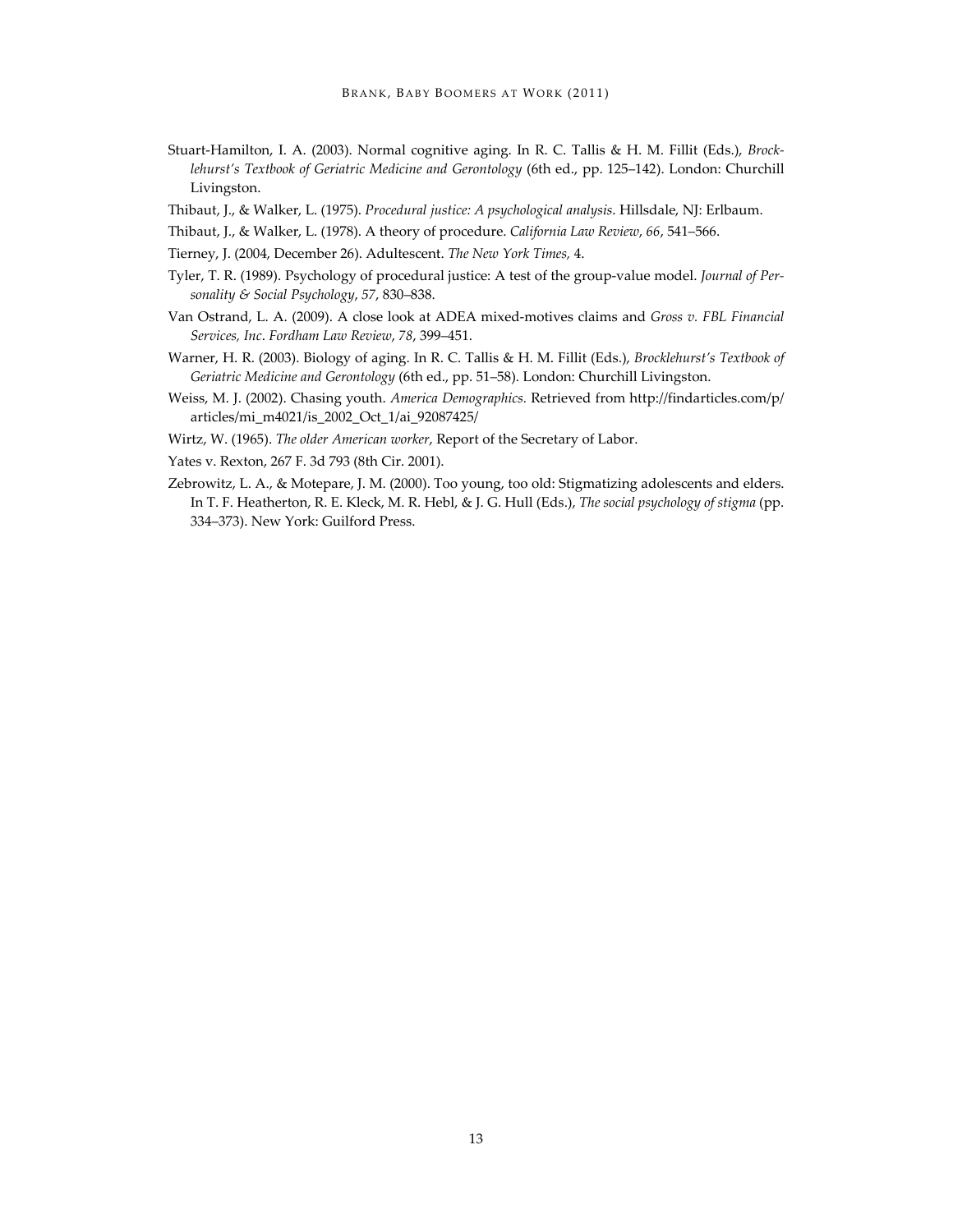Stuart-Hamilton, I. A. (2003). Normal cognitive aging. In R. C. Tallis & H. M. Fillit (Eds.), *Brocklehurst's Textbook of Geriatric Medicine and Gerontology* (6th ed., pp. 125–142). London: Churchill Livingston.

Thibaut, J., & Walker, L. (1975). *Procedural justice: A psychological analysis*. Hillsdale, NJ: Erlbaum.

Thibaut, J., & Walker, L. (1978). A theory of procedure. *California Law Review*, *66*, 541–566.

Tierney, J. (2004, December 26). Adultescent. *The New York Times,* 4.

Tyler, T. R. (1989). Psychology of procedural justice: A test of the group-value model. *Journal of Personality & Social Psychology*, *57*, 830–838.

Van Ostrand, L. A. (2009). A close look at ADEA mixed-motives claims and *Gross v. FBL Financial Services, Inc*. *Fordham Law Review*, *78*, 399–451.

Warner, H. R. (2003). Biology of aging. In R. C. Tallis & H. M. Fillit (Eds.), *Brocklehurst's Textbook of Geriatric Medicine and Gerontology* (6th ed., pp. 51–58). London: Churchill Livingston.

Weiss, M. J. (2002). Chasing youth. *America Demographics.* Retrieved from http://findarticles.com/p/articles/mi_m4021/is_2002_Oct_1/ai_92087425/

Wirtz, W. (1965). *The older American worker*, Report of the Secretary of Labor.

Yates v. Rexton, 267 F. 3d 793 (8th Cir. 2001).

Zebrowitz, L. A., & Motepare, J. M. (2000). Too young, too old: Stigmatizing adolescents and elders. In T. F. Heatherton, R. E. Kleck, M. R. Hebl, & J. G. Hull (Eds.), *The social psychology of stigma* (pp. 334–373). New York: Guilford Press.